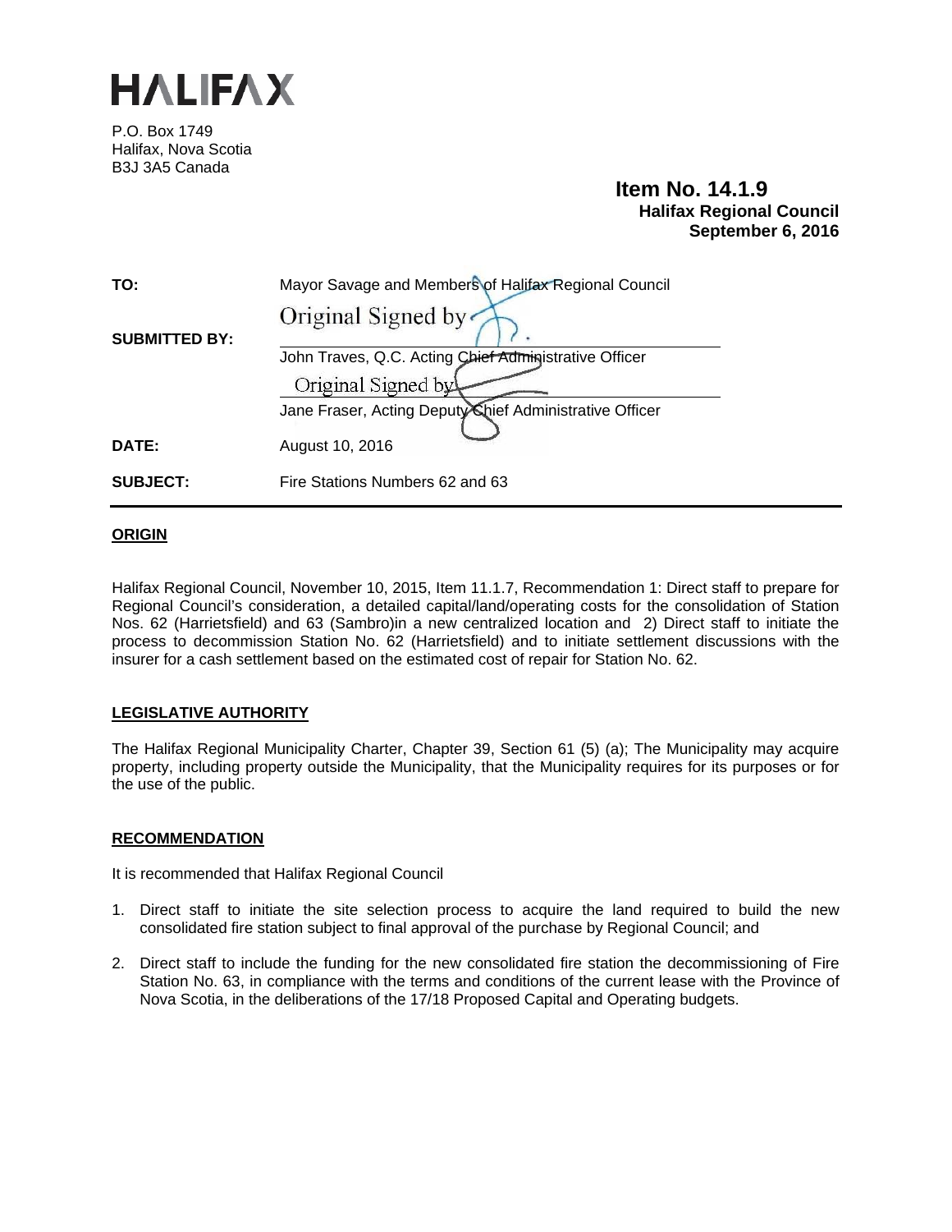# HALIFAX

P.O. Box 1749
Halifax, Nova Scotia
B3J 3A5 Canada

**Item No. 14.1.9**
**Halifax Regional Council**
**September 6, 2016**

| | |
|---|---|
| **TO:** | Mayor Savage and Members of Halifax Regional Council |
| **SUBMITTED BY:** | Original Signed by<br>John Traves, Q.C. Acting Chief Administrative Officer<br>Original Signed by<br>Jane Fraser, Acting Deputy Chief Administrative Officer |
| **DATE:** | August 10, 2016 |
| **SUBJECT:** | Fire Stations Numbers 62 and 63 |

## ORIGIN

Halifax Regional Council, November 10, 2015, Item 11.1.7, Recommendation 1: Direct staff to prepare for Regional Council's consideration, a detailed capital/land/operating costs for the consolidation of Station Nos. 62 (Harrietsfield) and 63 (Sambro)in a new centralized location and 2) Direct staff to initiate the process to decommission Station No. 62 (Harrietsfield) and to initiate settlement discussions with the insurer for a cash settlement based on the estimated cost of repair for Station No. 62.

## LEGISLATIVE AUTHORITY

The Halifax Regional Municipality Charter, Chapter 39, Section 61 (5) (a); The Municipality may acquire property, including property outside the Municipality, that the Municipality requires for its purposes or for the use of the public.

## RECOMMENDATION

It is recommended that Halifax Regional Council

1. Direct staff to initiate the site selection process to acquire the land required to build the new consolidated fire station subject to final approval of the purchase by Regional Council; and

2. Direct staff to include the funding for the new consolidated fire station the decommissioning of Fire Station No. 63, in compliance with the terms and conditions of the current lease with the Province of Nova Scotia, in the deliberations of the 17/18 Proposed Capital and Operating budgets.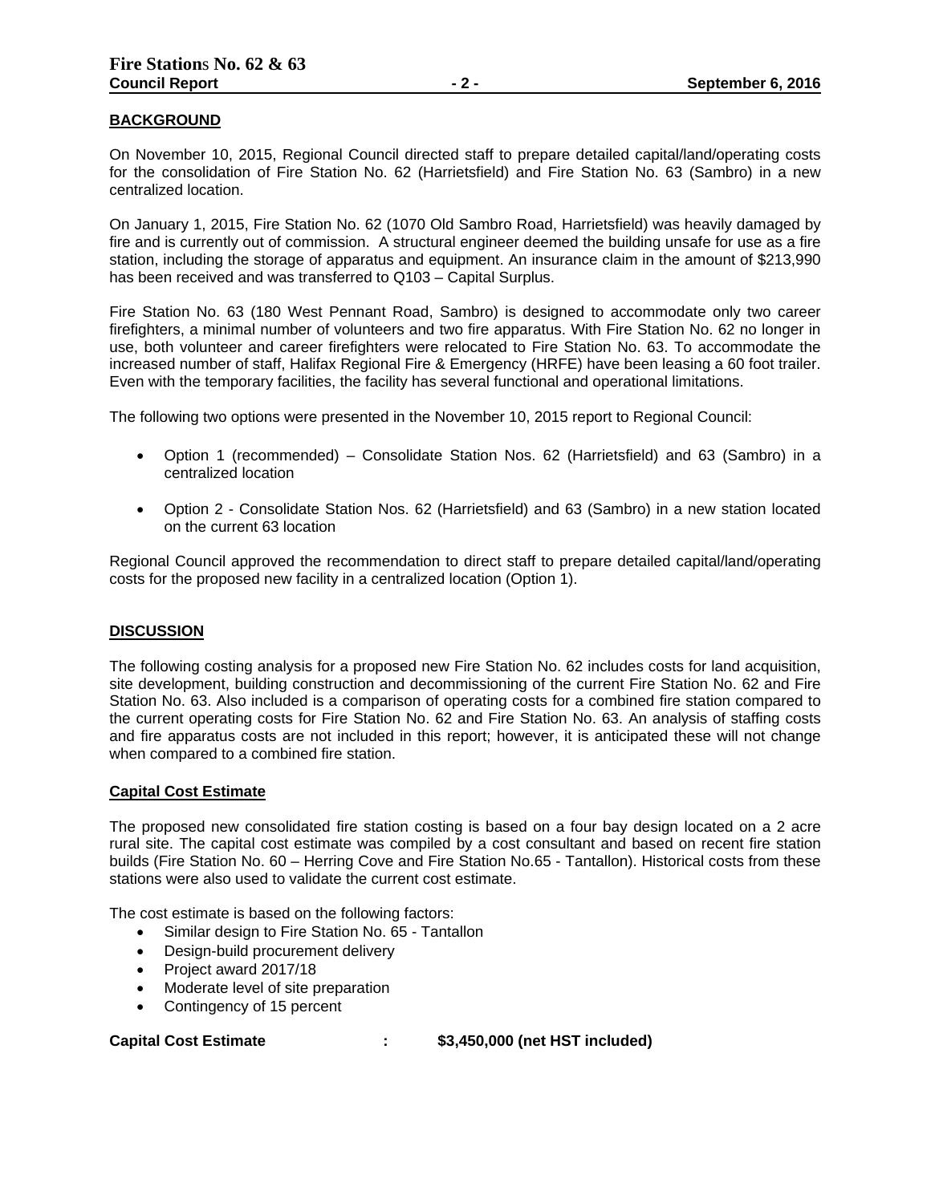## BACKGROUND

On November 10, 2015, Regional Council directed staff to prepare detailed capital/land/operating costs for the consolidation of Fire Station No. 62 (Harrietsfield) and Fire Station No. 63 (Sambro) in a new centralized location.

On January 1, 2015, Fire Station No. 62 (1070 Old Sambro Road, Harrietsfield) was heavily damaged by fire and is currently out of commission. A structural engineer deemed the building unsafe for use as a fire station, including the storage of apparatus and equipment. An insurance claim in the amount of $213,990 has been received and was transferred to Q103 – Capital Surplus.

Fire Station No. 63 (180 West Pennant Road, Sambro) is designed to accommodate only two career firefighters, a minimal number of volunteers and two fire apparatus. With Fire Station No. 62 no longer in use, both volunteer and career firefighters were relocated to Fire Station No. 63. To accommodate the increased number of staff, Halifax Regional Fire & Emergency (HRFE) have been leasing a 60 foot trailer. Even with the temporary facilities, the facility has several functional and operational limitations.

The following two options were presented in the November 10, 2015 report to Regional Council:

- Option 1 (recommended) – Consolidate Station Nos. 62 (Harrietsfield) and 63 (Sambro) in a centralized location
- Option 2 - Consolidate Station Nos. 62 (Harrietsfield) and 63 (Sambro) in a new station located on the current 63 location

Regional Council approved the recommendation to direct staff to prepare detailed capital/land/operating costs for the proposed new facility in a centralized location (Option 1).

## DISCUSSION

The following costing analysis for a proposed new Fire Station No. 62 includes costs for land acquisition, site development, building construction and decommissioning of the current Fire Station No. 62 and Fire Station No. 63. Also included is a comparison of operating costs for a combined fire station compared to the current operating costs for Fire Station No. 62 and Fire Station No. 63. An analysis of staffing costs and fire apparatus costs are not included in this report; however, it is anticipated these will not change when compared to a combined fire station.

### Capital Cost Estimate

The proposed new consolidated fire station costing is based on a four bay design located on a 2 acre rural site. The capital cost estimate was compiled by a cost consultant and based on recent fire station builds (Fire Station No. 60 – Herring Cove and Fire Station No.65 - Tantallon). Historical costs from these stations were also used to validate the current cost estimate.

The cost estimate is based on the following factors:

- Similar design to Fire Station No. 65 - Tantallon
- Design-build procurement delivery
- Project award 2017/18
- Moderate level of site preparation
- Contingency of 15 percent

**Capital Cost Estimate : $3,450,000 (net HST included)**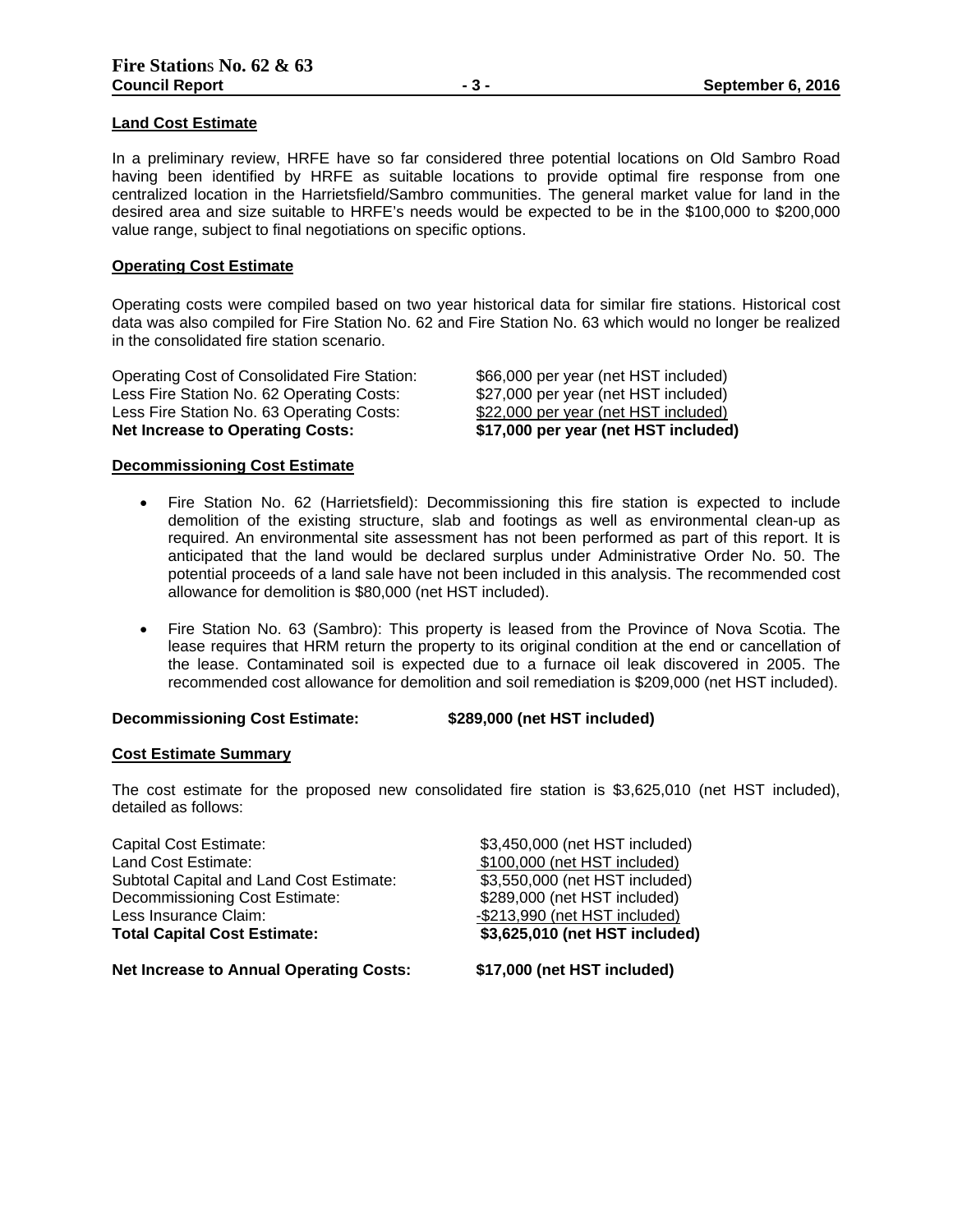**Land Cost Estimate**

In a preliminary review, HRFE have so far considered three potential locations on Old Sambro Road having been identified by HRFE as suitable locations to provide optimal fire response from one centralized location in the Harrietsfield/Sambro communities. The general market value for land in the desired area and size suitable to HRFE's needs would be expected to be in the $100,000 to $200,000 value range, subject to final negotiations on specific options.

**Operating Cost Estimate**

Operating costs were compiled based on two year historical data for similar fire stations. Historical cost data was also compiled for Fire Station No. 62 and Fire Station No. 63 which would no longer be realized in the consolidated fire station scenario.

| | |
|---|---|
| Operating Cost of Consolidated Fire Station: | $66,000 per year (net HST included) |
| Less Fire Station No. 62 Operating Costs: | $27,000 per year (net HST included) |
| Less Fire Station No. 63 Operating Costs: | $22,000 per year (net HST included) |
| **Net Increase to Operating Costs:** | **$17,000 per year (net HST included)** |

**Decommissioning Cost Estimate**

- Fire Station No. 62 (Harrietsfield): Decommissioning this fire station is expected to include demolition of the existing structure, slab and footings as well as environmental clean-up as required. An environmental site assessment has not been performed as part of this report. It is anticipated that the land would be declared surplus under Administrative Order No. 50. The potential proceeds of a land sale have not been included in this analysis. The recommended cost allowance for demolition is $80,000 (net HST included).

- Fire Station No. 63 (Sambro): This property is leased from the Province of Nova Scotia. The lease requires that HRM return the property to its original condition at the end or cancellation of the lease. Contaminated soil is expected due to a furnace oil leak discovered in 2005. The recommended cost allowance for demolition and soil remediation is $209,000 (net HST included).

**Decommissioning Cost Estimate: $289,000 (net HST included)**

**Cost Estimate Summary**

The cost estimate for the proposed new consolidated fire station is $3,625,010 (net HST included), detailed as follows:

| | |
|---|---|
| Capital Cost Estimate: | $3,450,000 (net HST included) |
| Land Cost Estimate: | $100,000 (net HST included) |
| Subtotal Capital and Land Cost Estimate: | $3,550,000 (net HST included) |
| Decommissioning Cost Estimate: | $289,000 (net HST included) |
| Less Insurance Claim: | -$213,990 (net HST included) |
| **Total Capital Cost Estimate:** | **$3,625,010 (net HST included)** |

**Net Increase to Annual Operating Costs: $17,000 (net HST included)**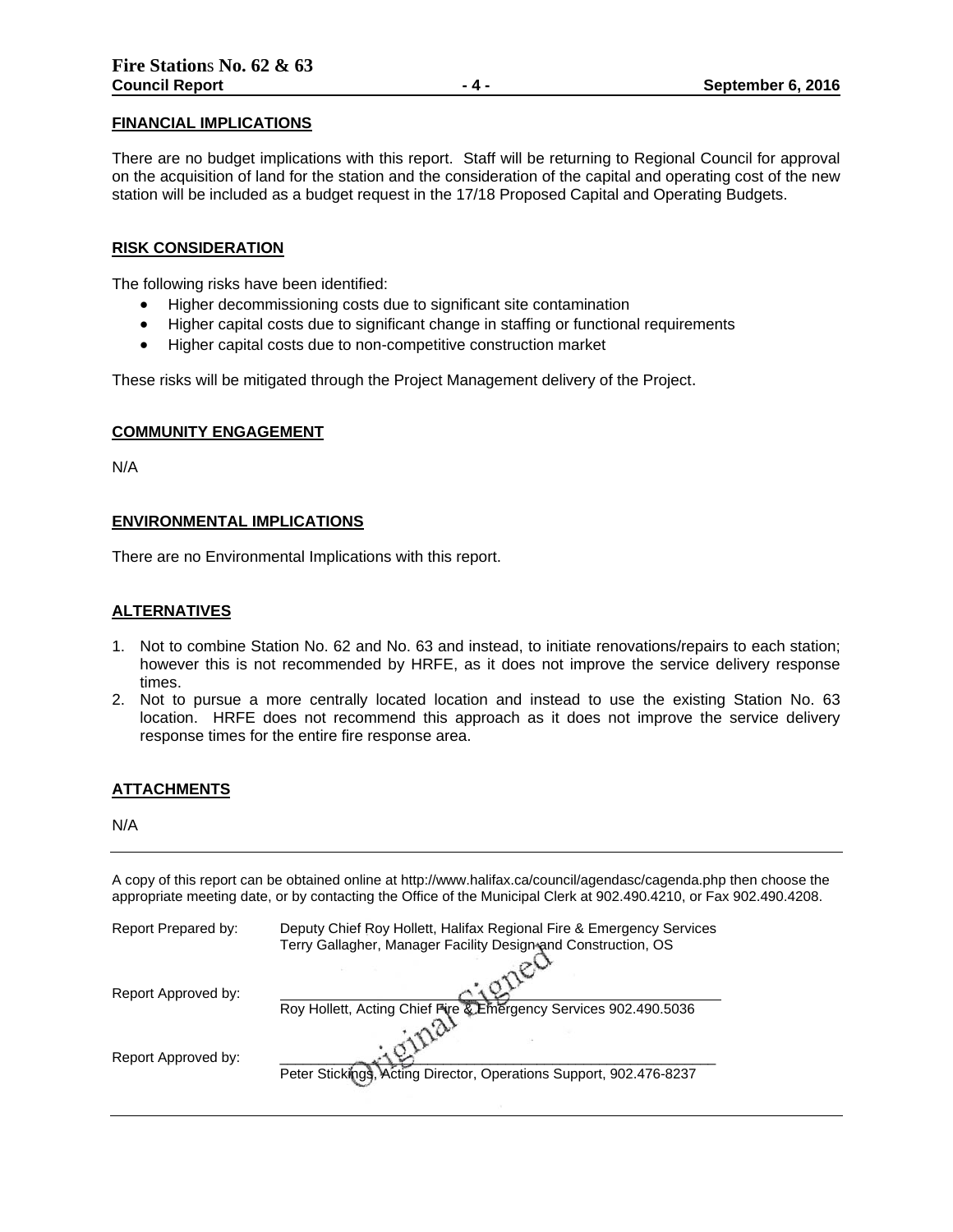## FINANCIAL IMPLICATIONS

There are no budget implications with this report. Staff will be returning to Regional Council for approval on the acquisition of land for the station and the consideration of the capital and operating cost of the new station will be included as a budget request in the 17/18 Proposed Capital and Operating Budgets.

## RISK CONSIDERATION

The following risks have been identified:

- Higher decommissioning costs due to significant site contamination
- Higher capital costs due to significant change in staffing or functional requirements
- Higher capital costs due to non-competitive construction market

These risks will be mitigated through the Project Management delivery of the Project.

## COMMUNITY ENGAGEMENT

N/A

## ENVIRONMENTAL IMPLICATIONS

There are no Environmental Implications with this report.

## ALTERNATIVES

1. Not to combine Station No. 62 and No. 63 and instead, to initiate renovations/repairs to each station; however this is not recommended by HRFE, as it does not improve the service delivery response times.
2. Not to pursue a more centrally located location and instead to use the existing Station No. 63 location. HRFE does not recommend this approach as it does not improve the service delivery response times for the entire fire response area.

## ATTACHMENTS

N/A

---

A copy of this report can be obtained online at http://www.halifax.ca/council/agendasc/cagenda.php then choose the appropriate meeting date, or by contacting the Office of the Municipal Clerk at 902.490.4210, or Fax 902.490.4208.

Report Prepared by: Deputy Chief Roy Hollett, Halifax Regional Fire & Emergency Services
Terry Gallagher, Manager Facility Design and Construction, OS

Original Signed

Report Approved by: ____________________
Roy Hollett, Acting Chief Fire & Emergency Services 902.490.5036

Report Approved by: ____________________
Peter Stickings, Acting Director, Operations Support, 902.476-8237